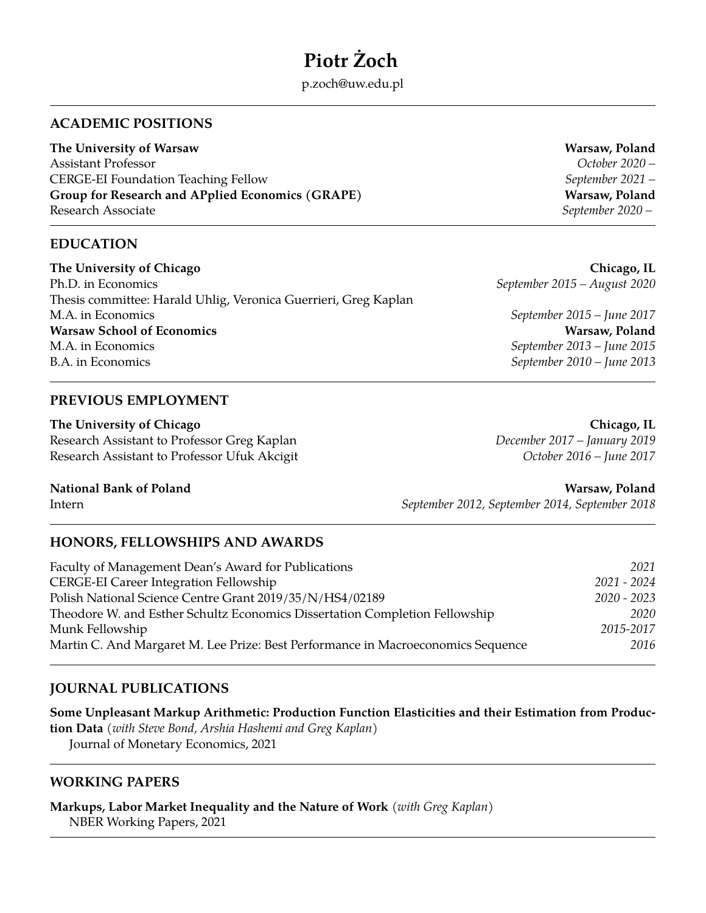# Piotr Żoch

p.zoch@uw.edu.pl

## ACADEMIC POSITIONS

**The University of Warsaw** — **Warsaw, Poland**

Assistant Professor — *October 2020 –*

CERGE-EI Foundation Teaching Fellow — *September 2021 –*

**Group for Research and APplied Economics (GRAPE)** — **Warsaw, Poland**

Research Associate — *September 2020 –*

## EDUCATION

**The University of Chicago** — **Chicago, IL**

Ph.D. in Economics — *September 2015 – August 2020*

Thesis committee: Harald Uhlig, Veronica Guerrieri, Greg Kaplan

M.A. in Economics — *September 2015 – June 2017*

**Warsaw School of Economics** — **Warsaw, Poland**

M.A. in Economics — *September 2013 – June 2015*

B.A. in Economics — *September 2010 – June 2013*

## PREVIOUS EMPLOYMENT

**The University of Chicago** — **Chicago, IL**

Research Assistant to Professor Greg Kaplan — *December 2017 – January 2019*

Research Assistant to Professor Ufuk Akcigit — *October 2016 – June 2017*

**National Bank of Poland** — **Warsaw, Poland**

Intern — *September 2012, September 2014, September 2018*

## HONORS, FELLOWSHIPS AND AWARDS

Faculty of Management Dean's Award for Publications — *2021*

CERGE-EI Career Integration Fellowship — *2021 - 2024*

Polish National Science Centre Grant 2019/35/N/HS4/02189 — *2020 - 2023*

Theodore W. and Esther Schultz Economics Dissertation Completion Fellowship — *2020*

Munk Fellowship — *2015-2017*

Martin C. And Margaret M. Lee Prize: Best Performance in Macroeconomics Sequence — *2016*

## JOURNAL PUBLICATIONS

**Some Unpleasant Markup Arithmetic: Production Function Elasticities and their Estimation from Production Data** (*with Steve Bond, Arshia Hashemi and Greg Kaplan*)
Journal of Monetary Economics, 2021

## WORKING PAPERS

**Markups, Labor Market Inequality and the Nature of Work** (*with Greg Kaplan*)
NBER Working Papers, 2021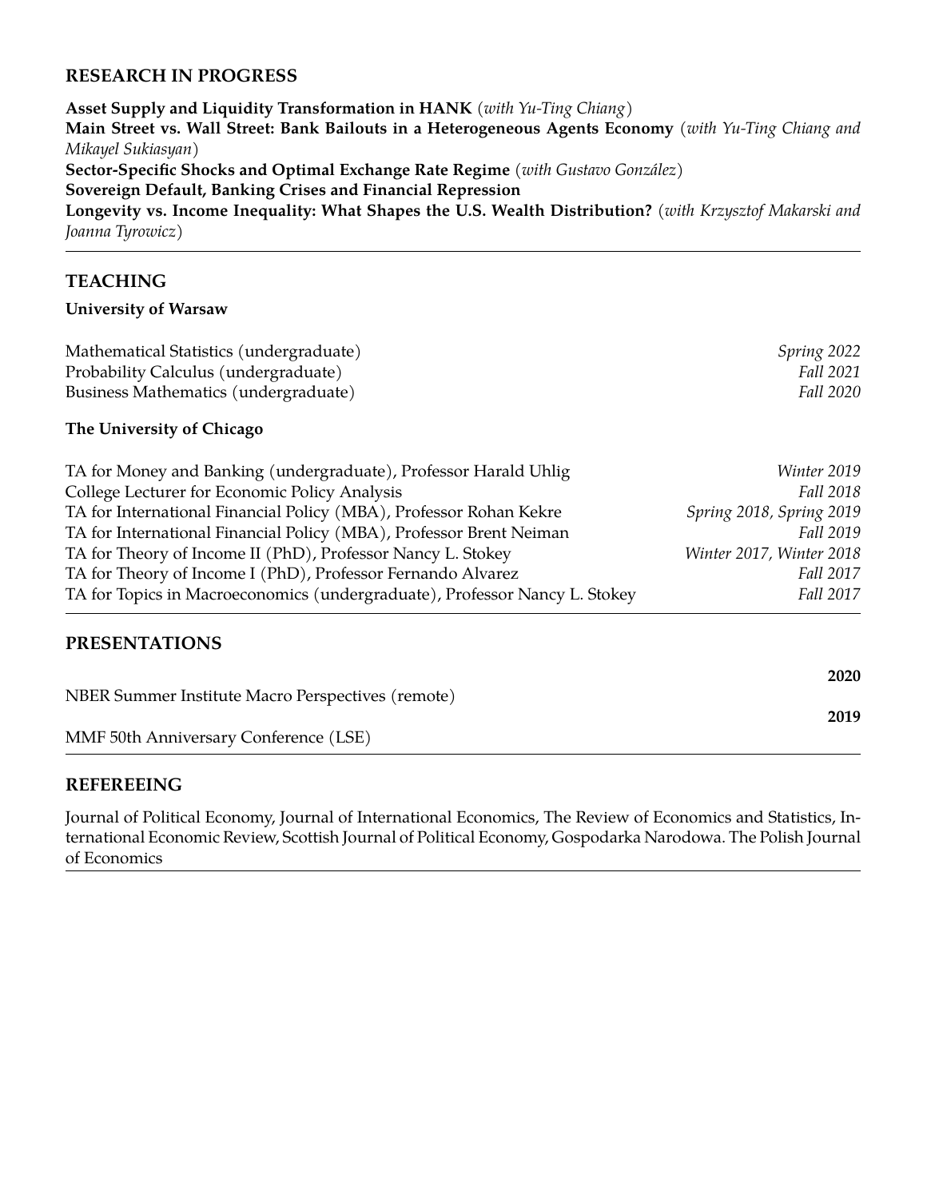## RESEARCH IN PROGRESS

**Asset Supply and Liquidity Transformation in HANK** (*with Yu-Ting Chiang*)
**Main Street vs. Wall Street: Bank Bailouts in a Heterogeneous Agents Economy** (*with Yu-Ting Chiang and Mikayel Sukiasyan*)
**Sector-Specific Shocks and Optimal Exchange Rate Regime** (*with Gustavo González*)
**Sovereign Default, Banking Crises and Financial Repression**
**Longevity vs. Income Inequality: What Shapes the U.S. Wealth Distribution?** (*with Krzysztof Makarski and Joanna Tyrowicz*)

---

## TEACHING

**University of Warsaw**

| | |
|---|---|
| Mathematical Statistics (undergraduate) | *Spring 2022* |
| Probability Calculus (undergraduate) | *Fall 2021* |
| Business Mathematics (undergraduate) | *Fall 2020* |

**The University of Chicago**

| | |
|---|---|
| TA for Money and Banking (undergraduate), Professor Harald Uhlig | *Winter 2019* |
| College Lecturer for Economic Policy Analysis | *Fall 2018* |
| TA for International Financial Policy (MBA), Professor Rohan Kekre | *Spring 2018, Spring 2019* |
| TA for International Financial Policy (MBA), Professor Brent Neiman | *Fall 2019* |
| TA for Theory of Income II (PhD), Professor Nancy L. Stokey | *Winter 2017, Winter 2018* |
| TA for Theory of Income I (PhD), Professor Fernando Alvarez | *Fall 2017* |
| TA for Topics in Macroeconomics (undergraduate), Professor Nancy L. Stokey | *Fall 2017* |

---

## PRESENTATIONS

**2020**

NBER Summer Institute Macro Perspectives (remote)

**2019**

MMF 50th Anniversary Conference (LSE)

---

## REFEREEING

Journal of Political Economy, Journal of International Economics, The Review of Economics and Statistics, International Economic Review, Scottish Journal of Political Economy, Gospodarka Narodowa. The Polish Journal of Economics